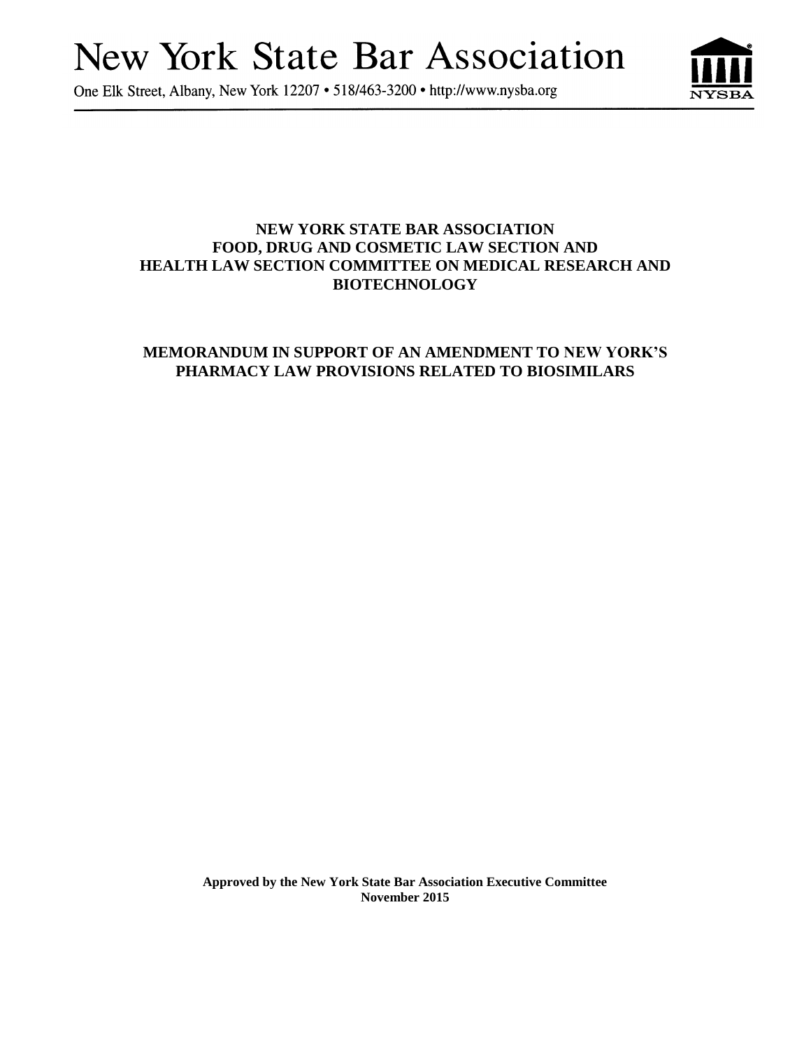# New York State Bar Association

One Elk Street, Albany, New York 12207 • 518/463-3200 • http://www.nysba.org

**NEW YORK STATE BAR ASSOCIATION**
**FOOD, DRUG AND COSMETIC LAW SECTION AND**
**HEALTH LAW SECTION COMMITTEE ON MEDICAL RESEARCH AND BIOTECHNOLOGY**

## MEMORANDUM IN SUPPORT OF AN AMENDMENT TO NEW YORK'S PHARMACY LAW PROVISIONS RELATED TO BIOSIMILARS

**Approved by the New York State Bar Association Executive Committee**
**November 2015**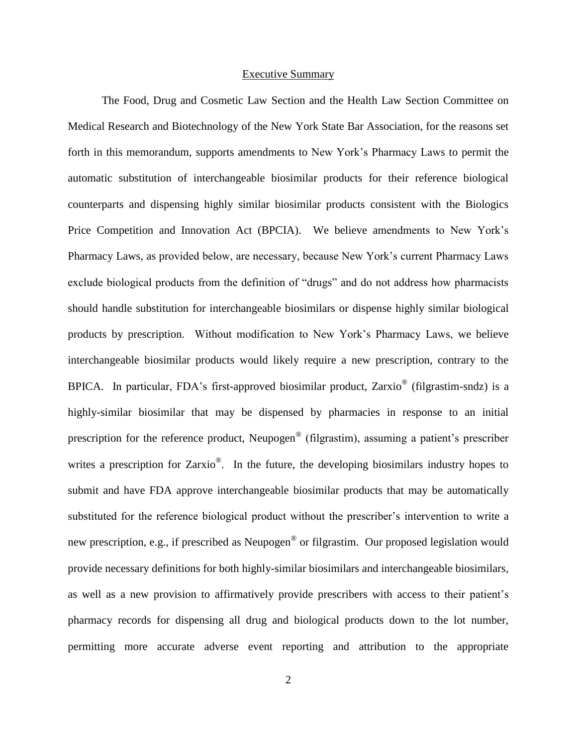## Executive Summary

The Food, Drug and Cosmetic Law Section and the Health Law Section Committee on Medical Research and Biotechnology of the New York State Bar Association, for the reasons set forth in this memorandum, supports amendments to New York's Pharmacy Laws to permit the automatic substitution of interchangeable biosimilar products for their reference biological counterparts and dispensing highly similar biosimilar products consistent with the Biologics Price Competition and Innovation Act (BPCIA). We believe amendments to New York's Pharmacy Laws, as provided below, are necessary, because New York's current Pharmacy Laws exclude biological products from the definition of "drugs" and do not address how pharmacists should handle substitution for interchangeable biosimilars or dispense highly similar biological products by prescription. Without modification to New York's Pharmacy Laws, we believe interchangeable biosimilar products would likely require a new prescription, contrary to the BPICA. In particular, FDA's first-approved biosimilar product, Zarxio® (filgrastim-sndz) is a highly-similar biosimilar that may be dispensed by pharmacies in response to an initial prescription for the reference product, Neupogen® (filgrastim), assuming a patient's prescriber writes a prescription for Zarxio®. In the future, the developing biosimilars industry hopes to submit and have FDA approve interchangeable biosimilar products that may be automatically substituted for the reference biological product without the prescriber's intervention to write a new prescription, e.g., if prescribed as Neupogen® or filgrastim. Our proposed legislation would provide necessary definitions for both highly-similar biosimilars and interchangeable biosimilars, as well as a new provision to affirmatively provide prescribers with access to their patient's pharmacy records for dispensing all drug and biological products down to the lot number, permitting more accurate adverse event reporting and attribution to the appropriate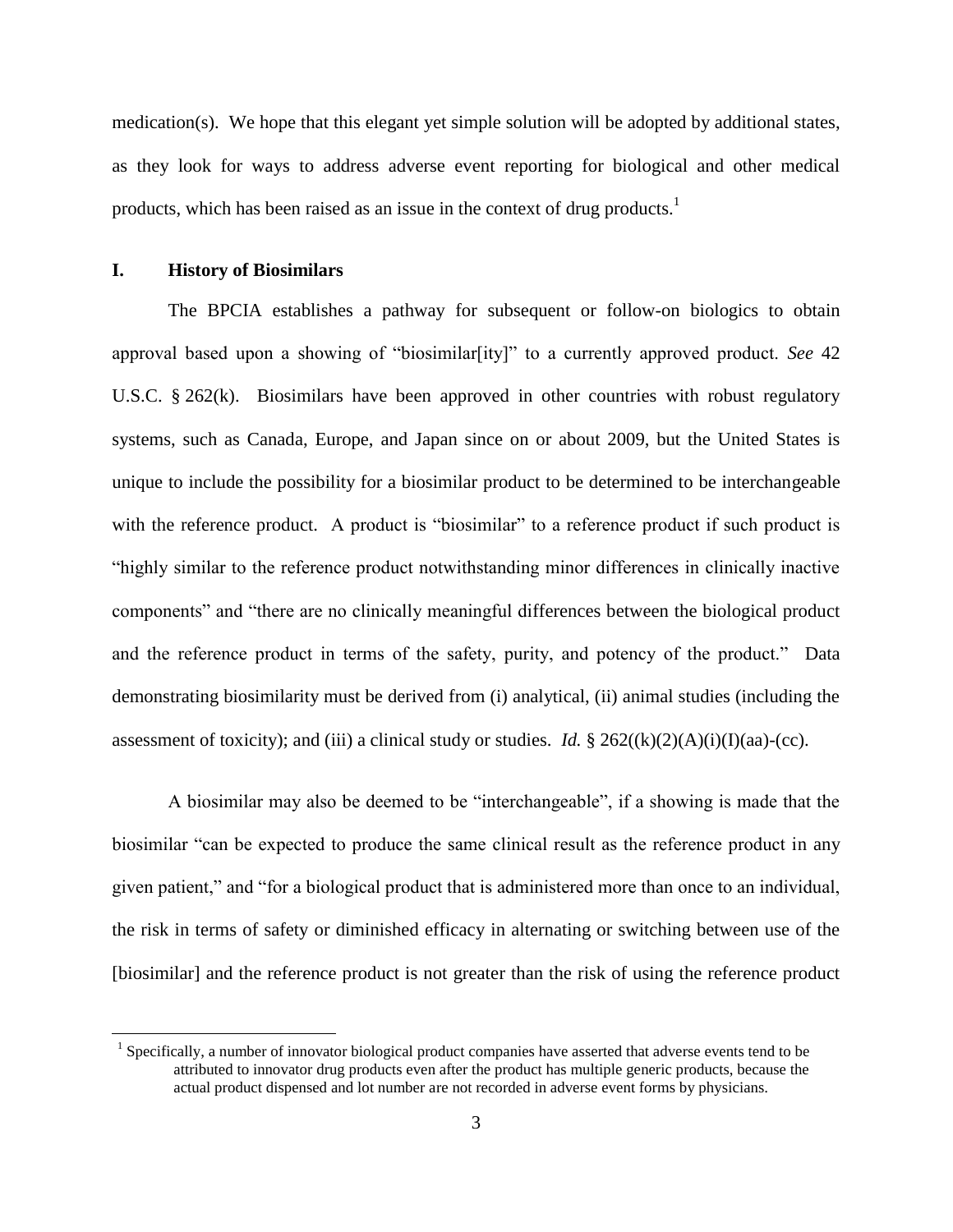medication(s). We hope that this elegant yet simple solution will be adopted by additional states, as they look for ways to address adverse event reporting for biological and other medical products, which has been raised as an issue in the context of drug products.[1]

## I. History of Biosimilars

The BPCIA establishes a pathway for subsequent or follow-on biologics to obtain approval based upon a showing of "biosimilar[ity]" to a currently approved product. *See* 42 U.S.C. § 262(k). Biosimilars have been approved in other countries with robust regulatory systems, such as Canada, Europe, and Japan since on or about 2009, but the United States is unique to include the possibility for a biosimilar product to be determined to be interchangeable with the reference product. A product is "biosimilar" to a reference product if such product is "highly similar to the reference product notwithstanding minor differences in clinically inactive components" and "there are no clinically meaningful differences between the biological product and the reference product in terms of the safety, purity, and potency of the product." Data demonstrating biosimilarity must be derived from (i) analytical, (ii) animal studies (including the assessment of toxicity); and (iii) a clinical study or studies. *Id.* § 262((k)(2)(A)(i)(I)(aa)-(cc).

A biosimilar may also be deemed to be "interchangeable", if a showing is made that the biosimilar "can be expected to produce the same clinical result as the reference product in any given patient," and "for a biological product that is administered more than once to an individual, the risk in terms of safety or diminished efficacy in alternating or switching between use of the [biosimilar] and the reference product is not greater than the risk of using the reference product

---

[1] Specifically, a number of innovator biological product companies have asserted that adverse events tend to be attributed to innovator drug products even after the product has multiple generic products, because the actual product dispensed and lot number are not recorded in adverse event forms by physicians.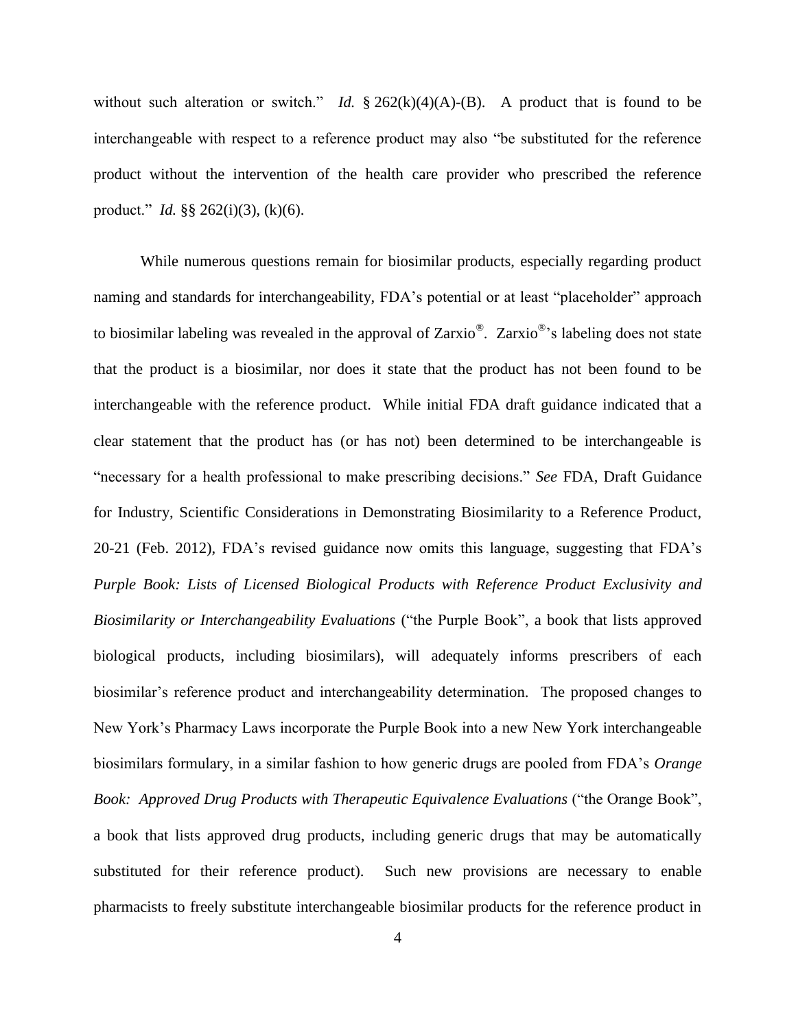without such alteration or switch." *Id.* § 262(k)(4)(A)-(B). A product that is found to be interchangeable with respect to a reference product may also "be substituted for the reference product without the intervention of the health care provider who prescribed the reference product." *Id.* §§ 262(i)(3), (k)(6).

While numerous questions remain for biosimilar products, especially regarding product naming and standards for interchangeability, FDA's potential or at least "placeholder" approach to biosimilar labeling was revealed in the approval of Zarxio®. Zarxio®'s labeling does not state that the product is a biosimilar, nor does it state that the product has not been found to be interchangeable with the reference product. While initial FDA draft guidance indicated that a clear statement that the product has (or has not) been determined to be interchangeable is "necessary for a health professional to make prescribing decisions." *See* FDA, Draft Guidance for Industry, Scientific Considerations in Demonstrating Biosimilarity to a Reference Product, 20-21 (Feb. 2012), FDA's revised guidance now omits this language, suggesting that FDA's *Purple Book: Lists of Licensed Biological Products with Reference Product Exclusivity and Biosimilarity or Interchangeability Evaluations* ("the Purple Book", a book that lists approved biological products, including biosimilars), will adequately informs prescribers of each biosimilar's reference product and interchangeability determination. The proposed changes to New York's Pharmacy Laws incorporate the Purple Book into a new New York interchangeable biosimilars formulary, in a similar fashion to how generic drugs are pooled from FDA's *Orange Book: Approved Drug Products with Therapeutic Equivalence Evaluations* ("the Orange Book", a book that lists approved drug products, including generic drugs that may be automatically substituted for their reference product). Such new provisions are necessary to enable pharmacists to freely substitute interchangeable biosimilar products for the reference product in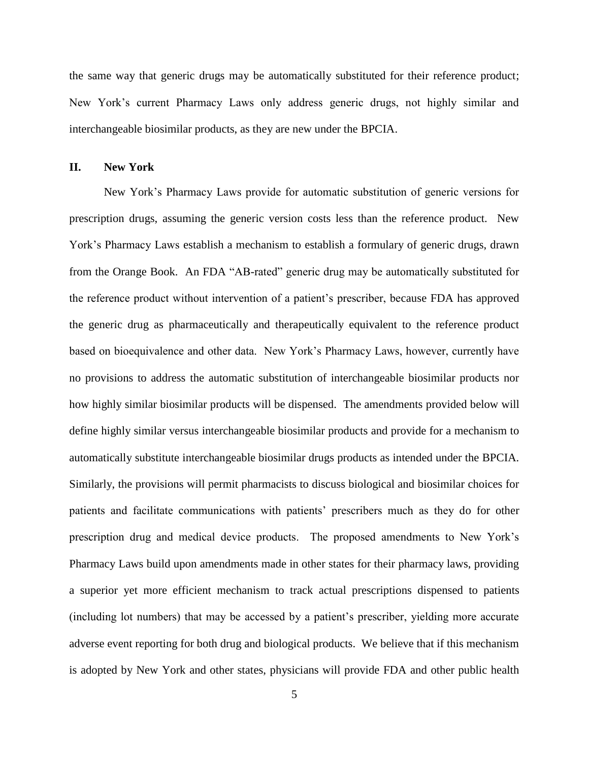the same way that generic drugs may be automatically substituted for their reference product; New York's current Pharmacy Laws only address generic drugs, not highly similar and interchangeable biosimilar products, as they are new under the BPCIA.

## II. New York

New York's Pharmacy Laws provide for automatic substitution of generic versions for prescription drugs, assuming the generic version costs less than the reference product. New York's Pharmacy Laws establish a mechanism to establish a formulary of generic drugs, drawn from the Orange Book. An FDA "AB-rated" generic drug may be automatically substituted for the reference product without intervention of a patient's prescriber, because FDA has approved the generic drug as pharmaceutically and therapeutically equivalent to the reference product based on bioequivalence and other data. New York's Pharmacy Laws, however, currently have no provisions to address the automatic substitution of interchangeable biosimilar products nor how highly similar biosimilar products will be dispensed. The amendments provided below will define highly similar versus interchangeable biosimilar products and provide for a mechanism to automatically substitute interchangeable biosimilar drugs products as intended under the BPCIA. Similarly, the provisions will permit pharmacists to discuss biological and biosimilar choices for patients and facilitate communications with patients' prescribers much as they do for other prescription drug and medical device products. The proposed amendments to New York's Pharmacy Laws build upon amendments made in other states for their pharmacy laws, providing a superior yet more efficient mechanism to track actual prescriptions dispensed to patients (including lot numbers) that may be accessed by a patient's prescriber, yielding more accurate adverse event reporting for both drug and biological products. We believe that if this mechanism is adopted by New York and other states, physicians will provide FDA and other public health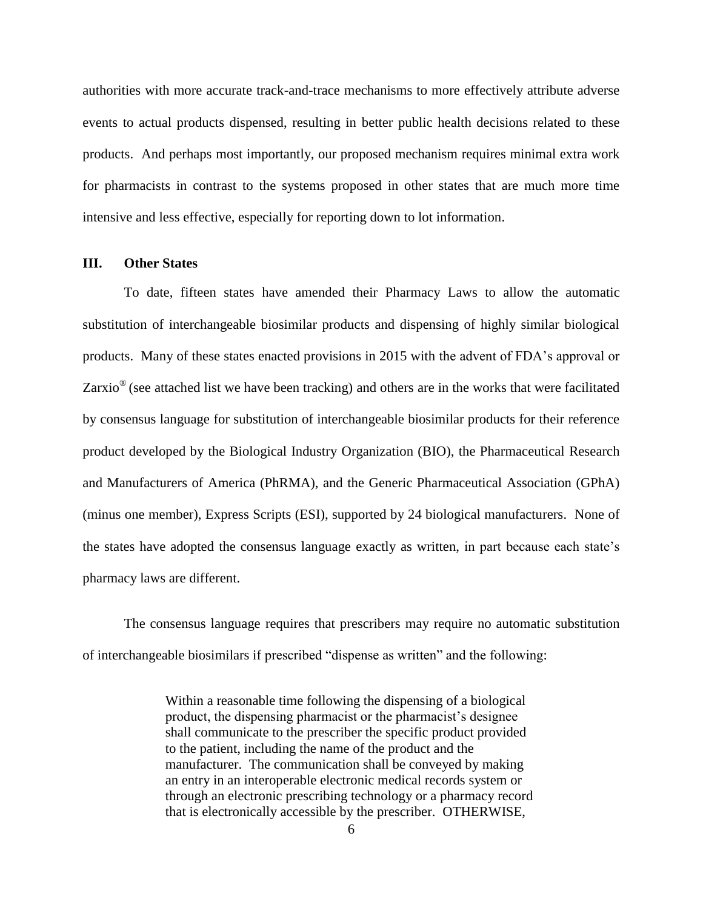authorities with more accurate track-and-trace mechanisms to more effectively attribute adverse events to actual products dispensed, resulting in better public health decisions related to these products. And perhaps most importantly, our proposed mechanism requires minimal extra work for pharmacists in contrast to the systems proposed in other states that are much more time intensive and less effective, especially for reporting down to lot information.

## III. Other States

To date, fifteen states have amended their Pharmacy Laws to allow the automatic substitution of interchangeable biosimilar products and dispensing of highly similar biological products. Many of these states enacted provisions in 2015 with the advent of FDA's approval or Zarxio® (see attached list we have been tracking) and others are in the works that were facilitated by consensus language for substitution of interchangeable biosimilar products for their reference product developed by the Biological Industry Organization (BIO), the Pharmaceutical Research and Manufacturers of America (PhRMA), and the Generic Pharmaceutical Association (GPhA) (minus one member), Express Scripts (ESI), supported by 24 biological manufacturers. None of the states have adopted the consensus language exactly as written, in part because each state's pharmacy laws are different.

The consensus language requires that prescribers may require no automatic substitution of interchangeable biosimilars if prescribed "dispense as written" and the following:

> Within a reasonable time following the dispensing of a biological product, the dispensing pharmacist or the pharmacist's designee shall communicate to the prescriber the specific product provided to the patient, including the name of the product and the manufacturer. The communication shall be conveyed by making an entry in an interoperable electronic medical records system or through an electronic prescribing technology or a pharmacy record that is electronically accessible by the prescriber. OTHERWISE,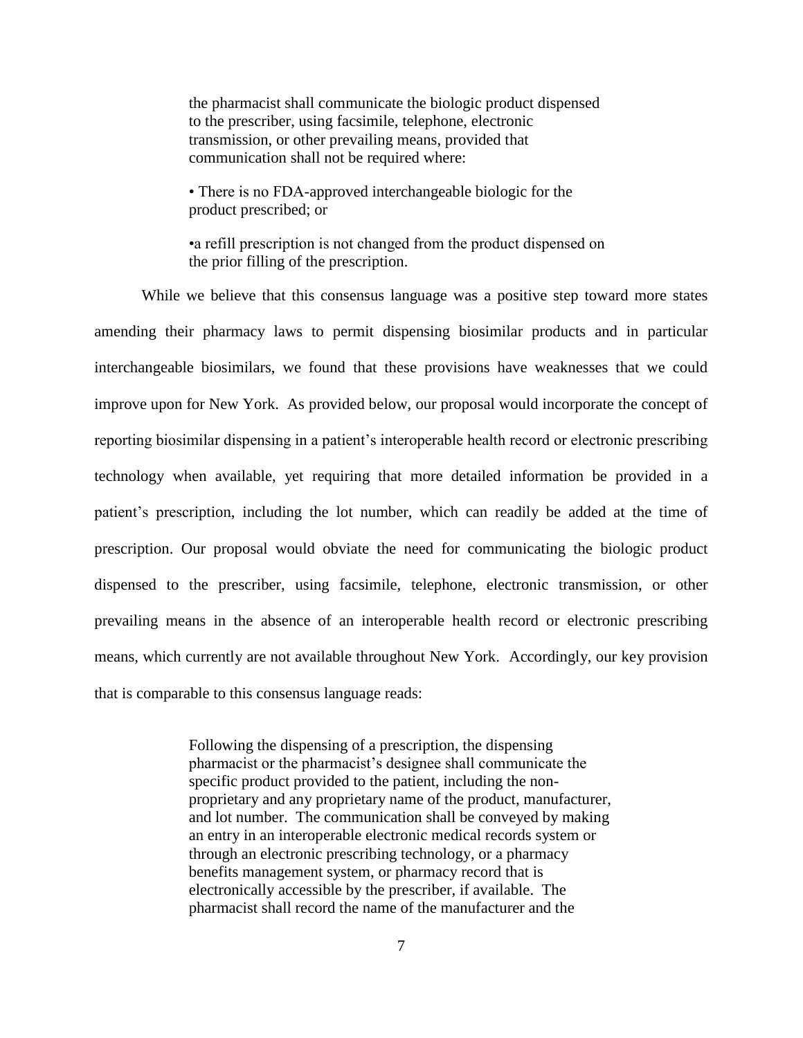> the pharmacist shall communicate the biologic product dispensed to the prescriber, using facsimile, telephone, electronic transmission, or other prevailing means, provided that communication shall not be required where:
>
> • There is no FDA-approved interchangeable biologic for the product prescribed; or
>
> •a refill prescription is not changed from the product dispensed on the prior filling of the prescription.

While we believe that this consensus language was a positive step toward more states amending their pharmacy laws to permit dispensing biosimilar products and in particular interchangeable biosimilars, we found that these provisions have weaknesses that we could improve upon for New York. As provided below, our proposal would incorporate the concept of reporting biosimilar dispensing in a patient's interoperable health record or electronic prescribing technology when available, yet requiring that more detailed information be provided in a patient's prescription, including the lot number, which can readily be added at the time of prescription. Our proposal would obviate the need for communicating the biologic product dispensed to the prescriber, using facsimile, telephone, electronic transmission, or other prevailing means in the absence of an interoperable health record or electronic prescribing means, which currently are not available throughout New York. Accordingly, our key provision that is comparable to this consensus language reads:

> Following the dispensing of a prescription, the dispensing pharmacist or the pharmacist's designee shall communicate the specific product provided to the patient, including the non-proprietary and any proprietary name of the product, manufacturer, and lot number. The communication shall be conveyed by making an entry in an interoperable electronic medical records system or through an electronic prescribing technology, or a pharmacy benefits management system, or pharmacy record that is electronically accessible by the prescriber, if available. The pharmacist shall record the name of the manufacturer and the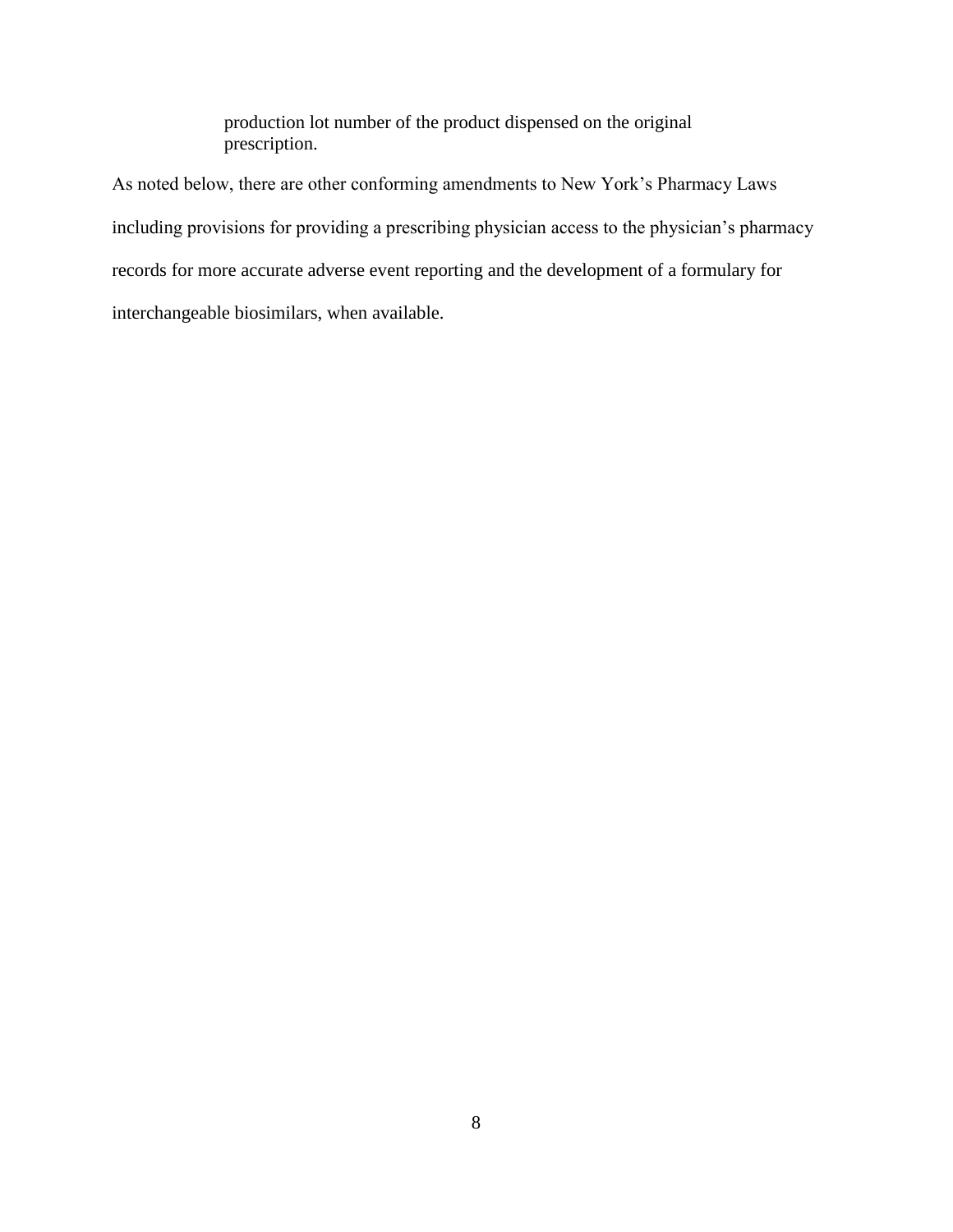> production lot number of the product dispensed on the original prescription.

As noted below, there are other conforming amendments to New York's Pharmacy Laws including provisions for providing a prescribing physician access to the physician's pharmacy records for more accurate adverse event reporting and the development of a formulary for interchangeable biosimilars, when available.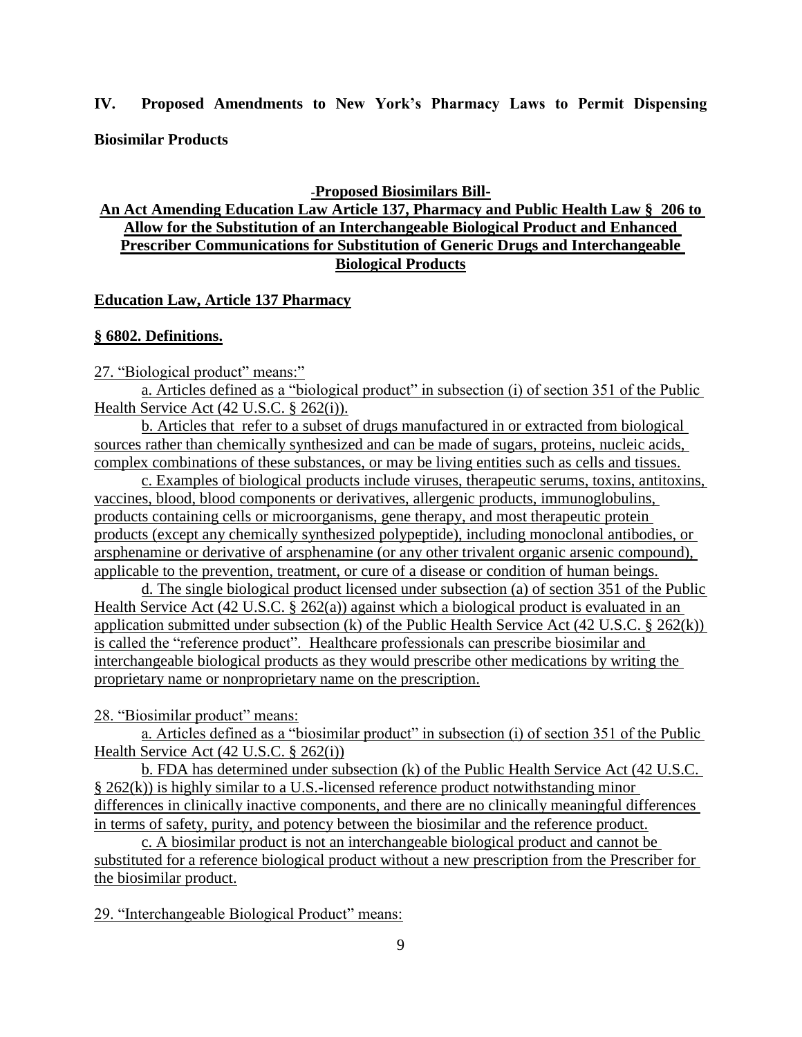## IV. Proposed Amendments to New York's Pharmacy Laws to Permit Dispensing Biosimilar Products

**-Proposed Biosimilars Bill-**

**An Act Amending Education Law Article 137, Pharmacy and Public Health Law § 206 to Allow for the Substitution of an Interchangeable Biological Product and Enhanced Prescriber Communications for Substitution of Generic Drugs and Interchangeable Biological Products**

**Education Law, Article 137 Pharmacy**

**§ 6802. Definitions.**

27. "Biological product" means:"

a. Articles defined as a "biological product" in subsection (i) of section 351 of the Public Health Service Act (42 U.S.C. § 262(i)).

b. Articles that refer to a subset of drugs manufactured in or extracted from biological sources rather than chemically synthesized and can be made of sugars, proteins, nucleic acids, complex combinations of these substances, or may be living entities such as cells and tissues.

c. Examples of biological products include viruses, therapeutic serums, toxins, antitoxins, vaccines, blood, blood components or derivatives, allergenic products, immunoglobulins, products containing cells or microorganisms, gene therapy, and most therapeutic protein products (except any chemically synthesized polypeptide), including monoclonal antibodies, or arsphenamine or derivative of arsphenamine (or any other trivalent organic arsenic compound), applicable to the prevention, treatment, or cure of a disease or condition of human beings.

d. The single biological product licensed under subsection (a) of section 351 of the Public Health Service Act (42 U.S.C. § 262(a)) against which a biological product is evaluated in an application submitted under subsection (k) of the Public Health Service Act (42 U.S.C. § 262(k)) is called the "reference product". Healthcare professionals can prescribe biosimilar and interchangeable biological products as they would prescribe other medications by writing the proprietary name or nonproprietary name on the prescription.

28. "Biosimilar product" means:

a. Articles defined as a "biosimilar product" in subsection (i) of section 351 of the Public Health Service Act (42 U.S.C. § 262(i))

b. FDA has determined under subsection (k) of the Public Health Service Act (42 U.S.C. § 262(k)) is highly similar to a U.S.-licensed reference product notwithstanding minor differences in clinically inactive components, and there are no clinically meaningful differences in terms of safety, purity, and potency between the biosimilar and the reference product.

c. A biosimilar product is not an interchangeable biological product and cannot be substituted for a reference biological product without a new prescription from the Prescriber for the biosimilar product.

29. "Interchangeable Biological Product" means: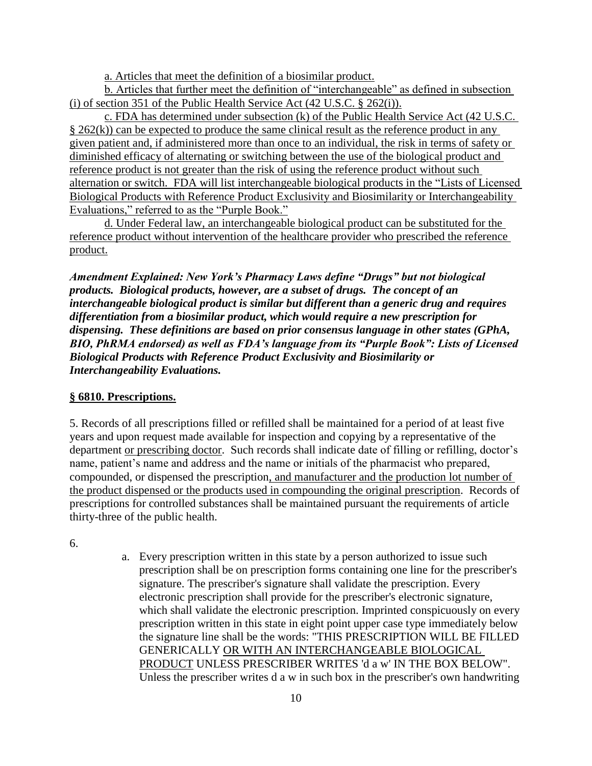a. Articles that meet the definition of a biosimilar product.

b. Articles that further meet the definition of "interchangeable" as defined in subsection (i) of section 351 of the Public Health Service Act (42 U.S.C. § 262(i)).

c. FDA has determined under subsection (k) of the Public Health Service Act (42 U.S.C. § 262(k)) can be expected to produce the same clinical result as the reference product in any given patient and, if administered more than once to an individual, the risk in terms of safety or diminished efficacy of alternating or switching between the use of the biological product and reference product is not greater than the risk of using the reference product without such alternation or switch. FDA will list interchangeable biological products in the "Lists of Licensed Biological Products with Reference Product Exclusivity and Biosimilarity or Interchangeability Evaluations," referred to as the "Purple Book."

d. Under Federal law, an interchangeable biological product can be substituted for the reference product without intervention of the healthcare provider who prescribed the reference product.

***Amendment Explained: New York's Pharmacy Laws define "Drugs" but not biological products. Biological products, however, are a subset of drugs. The concept of an interchangeable biological product is similar but different than a generic drug and requires differentiation from a biosimilar product, which would require a new prescription for dispensing. These definitions are based on prior consensus language in other states (GPhA, BIO, PhRMA endorsed) as well as FDA's language from its "Purple Book": Lists of Licensed Biological Products with Reference Product Exclusivity and Biosimilarity or Interchangeability Evaluations.***

**§ 6810. Prescriptions.**

5. Records of all prescriptions filled or refilled shall be maintained for a period of at least five years and upon request made available for inspection and copying by a representative of the department or prescribing doctor. Such records shall indicate date of filling or refilling, doctor's name, patient's name and address and the name or initials of the pharmacist who prepared, compounded, or dispensed the prescription, and manufacturer and the production lot number of the product dispensed or the products used in compounding the original prescription. Records of prescriptions for controlled substances shall be maintained pursuant the requirements of article thirty-three of the public health.

6.

a. Every prescription written in this state by a person authorized to issue such prescription shall be on prescription forms containing one line for the prescriber's signature. The prescriber's signature shall validate the prescription. Every electronic prescription shall provide for the prescriber's electronic signature, which shall validate the electronic prescription. Imprinted conspicuously on every prescription written in this state in eight point upper case type immediately below the signature line shall be the words: "THIS PRESCRIPTION WILL BE FILLED GENERICALLY OR WITH AN INTERCHANGEABLE BIOLOGICAL PRODUCT UNLESS PRESCRIBER WRITES 'd a w' IN THE BOX BELOW". Unless the prescriber writes d a w in such box in the prescriber's own handwriting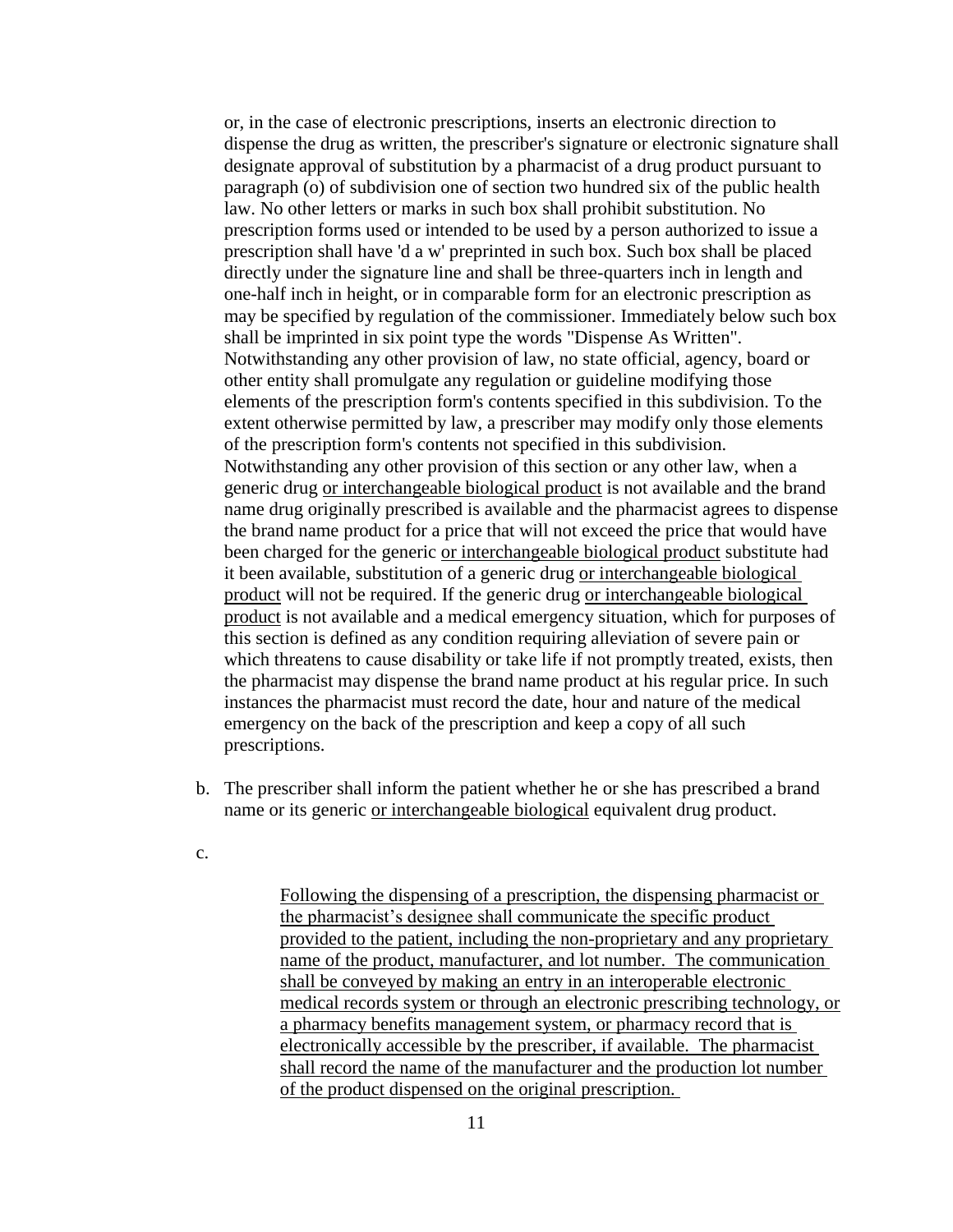or, in the case of electronic prescriptions, inserts an electronic direction to dispense the drug as written, the prescriber's signature or electronic signature shall designate approval of substitution by a pharmacist of a drug product pursuant to paragraph (o) of subdivision one of section two hundred six of the public health law. No other letters or marks in such box shall prohibit substitution. No prescription forms used or intended to be used by a person authorized to issue a prescription shall have 'd a w' preprinted in such box. Such box shall be placed directly under the signature line and shall be three-quarters inch in length and one-half inch in height, or in comparable form for an electronic prescription as may be specified by regulation of the commissioner. Immediately below such box shall be imprinted in six point type the words "Dispense As Written". Notwithstanding any other provision of law, no state official, agency, board or other entity shall promulgate any regulation or guideline modifying those elements of the prescription form's contents specified in this subdivision. To the extent otherwise permitted by law, a prescriber may modify only those elements of the prescription form's contents not specified in this subdivision. Notwithstanding any other provision of this section or any other law, when a generic drug <u>or interchangeable biological product</u> is not available and the brand name drug originally prescribed is available and the pharmacist agrees to dispense the brand name product for a price that will not exceed the price that would have been charged for the generic <u>or interchangeable biological product</u> substitute had it been available, substitution of a generic drug <u>or interchangeable biological product</u> will not be required. If the generic drug <u>or interchangeable biological product</u> is not available and a medical emergency situation, which for purposes of this section is defined as any condition requiring alleviation of severe pain or which threatens to cause disability or take life if not promptly treated, exists, then the pharmacist may dispense the brand name product at his regular price. In such instances the pharmacist must record the date, hour and nature of the medical emergency on the back of the prescription and keep a copy of all such prescriptions.

b. The prescriber shall inform the patient whether he or she has prescribed a brand name or its generic <u>or interchangeable biological</u> equivalent drug product.

c.

<u>Following the dispensing of a prescription, the dispensing pharmacist or the pharmacist's designee shall communicate the specific product provided to the patient, including the non-proprietary and any proprietary name of the product, manufacturer, and lot number. The communication shall be conveyed by making an entry in an interoperable electronic medical records system or through an electronic prescribing technology, or a pharmacy benefits management system, or pharmacy record that is electronically accessible by the prescriber, if available. The pharmacist shall record the name of the manufacturer and the production lot number of the product dispensed on the original prescription.</u>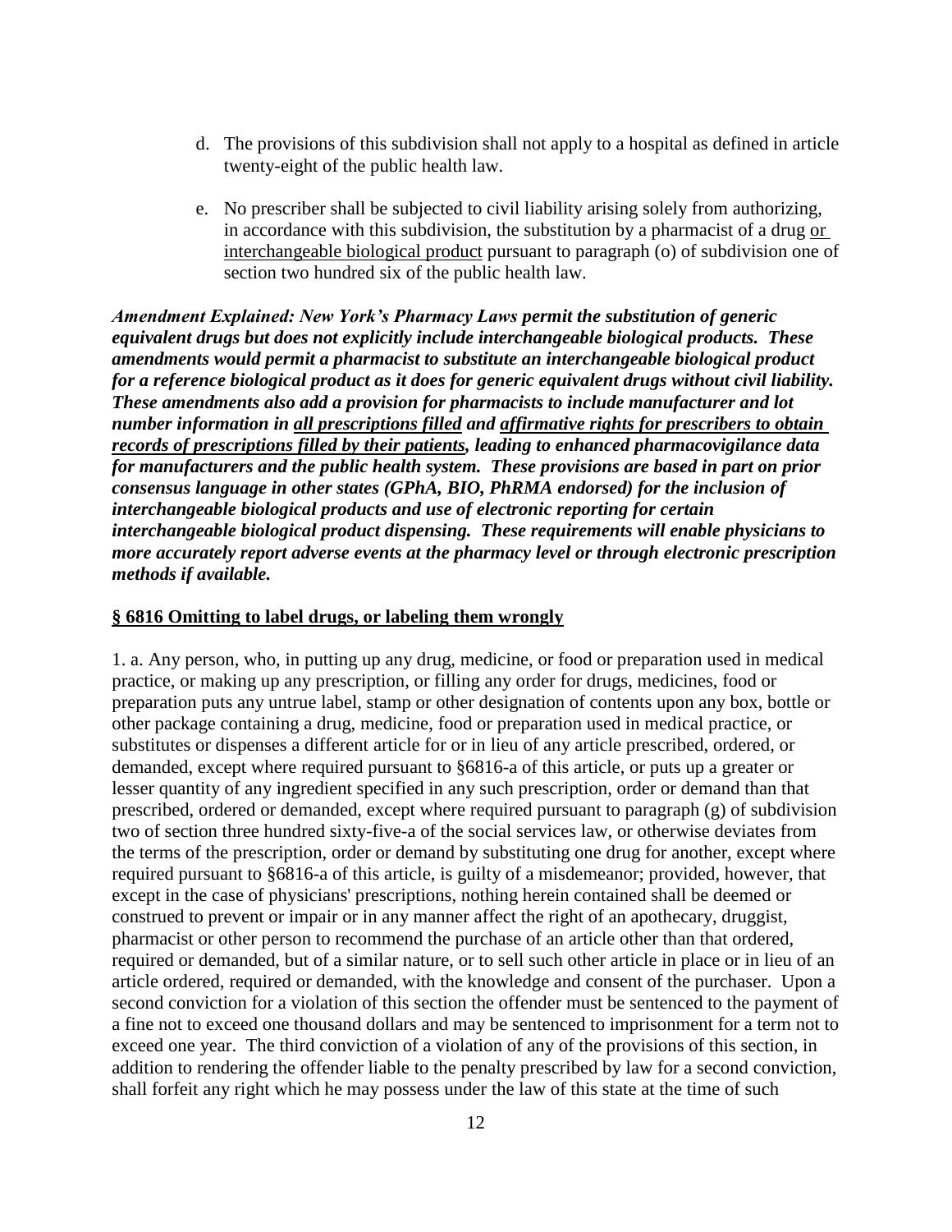d. The provisions of this subdivision shall not apply to a hospital as defined in article twenty-eight of the public health law.

e. No prescriber shall be subjected to civil liability arising solely from authorizing, in accordance with this subdivision, the substitution by a pharmacist of a drug <u>or interchangeable biological product</u> pursuant to paragraph (o) of subdivision one of section two hundred six of the public health law.

***Amendment Explained: New York's Pharmacy Laws permit the substitution of generic equivalent drugs but does not explicitly include interchangeable biological products. These amendments would permit a pharmacist to substitute an interchangeable biological product for a reference biological product as it does for generic equivalent drugs without civil liability. These amendments also add a provision for pharmacists to include manufacturer and lot number information in <u>all prescriptions filled</u> and <u>affirmative rights for prescribers to obtain records of prescriptions filled by their patients</u>, leading to enhanced pharmacovigilance data for manufacturers and the public health system. These provisions are based in part on prior consensus language in other states (GPhA, BIO, PhRMA endorsed) for the inclusion of interchangeable biological products and use of electronic reporting for certain interchangeable biological product dispensing. These requirements will enable physicians to more accurately report adverse events at the pharmacy level or through electronic prescription methods if available.***

**<u>§ 6816 Omitting to label drugs, or labeling them wrongly</u>**

1. a. Any person, who, in putting up any drug, medicine, or food or preparation used in medical practice, or making up any prescription, or filling any order for drugs, medicines, food or preparation puts any untrue label, stamp or other designation of contents upon any box, bottle or other package containing a drug, medicine, food or preparation used in medical practice, or substitutes or dispenses a different article for or in lieu of any article prescribed, ordered, or demanded, except where required pursuant to §6816-a of this article, or puts up a greater or lesser quantity of any ingredient specified in any such prescription, order or demand than that prescribed, ordered or demanded, except where required pursuant to paragraph (g) of subdivision two of section three hundred sixty-five-a of the social services law, or otherwise deviates from the terms of the prescription, order or demand by substituting one drug for another, except where required pursuant to §6816-a of this article, is guilty of a misdemeanor; provided, however, that except in the case of physicians' prescriptions, nothing herein contained shall be deemed or construed to prevent or impair or in any manner affect the right of an apothecary, druggist, pharmacist or other person to recommend the purchase of an article other than that ordered, required or demanded, but of a similar nature, or to sell such other article in place or in lieu of an article ordered, required or demanded, with the knowledge and consent of the purchaser. Upon a second conviction for a violation of this section the offender must be sentenced to the payment of a fine not to exceed one thousand dollars and may be sentenced to imprisonment for a term not to exceed one year. The third conviction of a violation of any of the provisions of this section, in addition to rendering the offender liable to the penalty prescribed by law for a second conviction, shall forfeit any right which he may possess under the law of this state at the time of such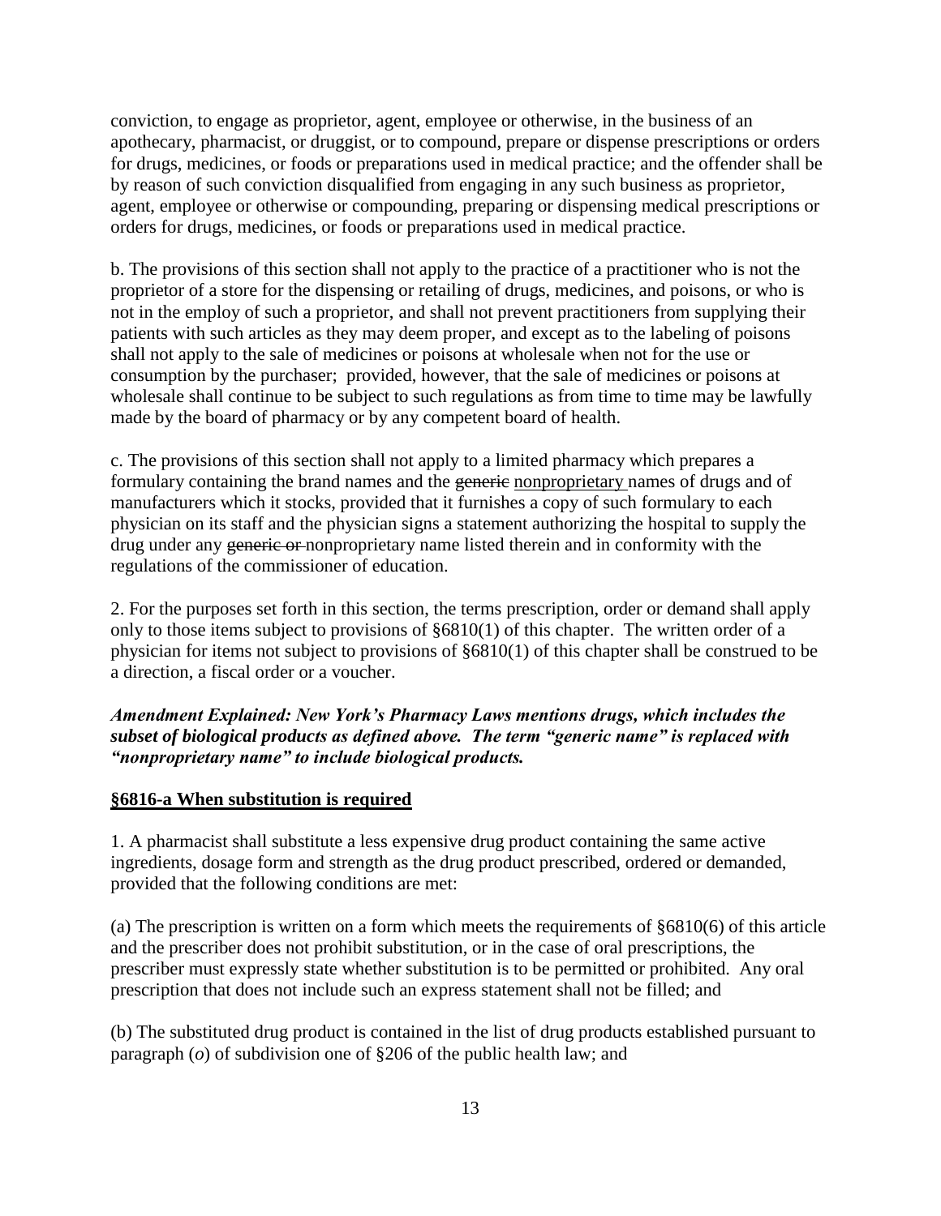conviction, to engage as proprietor, agent, employee or otherwise, in the business of an apothecary, pharmacist, or druggist, or to compound, prepare or dispense prescriptions or orders for drugs, medicines, or foods or preparations used in medical practice; and the offender shall be by reason of such conviction disqualified from engaging in any such business as proprietor, agent, employee or otherwise or compounding, preparing or dispensing medical prescriptions or orders for drugs, medicines, or foods or preparations used in medical practice.

b. The provisions of this section shall not apply to the practice of a practitioner who is not the proprietor of a store for the dispensing or retailing of drugs, medicines, and poisons, or who is not in the employ of such a proprietor, and shall not prevent practitioners from supplying their patients with such articles as they may deem proper, and except as to the labeling of poisons shall not apply to the sale of medicines or poisons at wholesale when not for the use or consumption by the purchaser; provided, however, that the sale of medicines or poisons at wholesale shall continue to be subject to such regulations as from time to time may be lawfully made by the board of pharmacy or by any competent board of health.

c. The provisions of this section shall not apply to a limited pharmacy which prepares a formulary containing the brand names and the ~~generic~~ <u>nonproprietary</u> names of drugs and of manufacturers which it stocks, provided that it furnishes a copy of such formulary to each physician on its staff and the physician signs a statement authorizing the hospital to supply the drug under any ~~generic or~~ nonproprietary name listed therein and in conformity with the regulations of the commissioner of education.

2. For the purposes set forth in this section, the terms prescription, order or demand shall apply only to those items subject to provisions of §6810(1) of this chapter. The written order of a physician for items not subject to provisions of §6810(1) of this chapter shall be construed to be a direction, a fiscal order or a voucher.

***Amendment Explained: New York's Pharmacy Laws mentions drugs, which includes the subset of biological products as defined above. The term "generic name" is replaced with "nonproprietary name" to include biological products.***

**<u>§6816-a When substitution is required</u>**

1. A pharmacist shall substitute a less expensive drug product containing the same active ingredients, dosage form and strength as the drug product prescribed, ordered or demanded, provided that the following conditions are met:

(a) The prescription is written on a form which meets the requirements of §6810(6) of this article and the prescriber does not prohibit substitution, or in the case of oral prescriptions, the prescriber must expressly state whether substitution is to be permitted or prohibited. Any oral prescription that does not include such an express statement shall not be filled; and

(b) The substituted drug product is contained in the list of drug products established pursuant to paragraph (*o*) of subdivision one of §206 of the public health law; and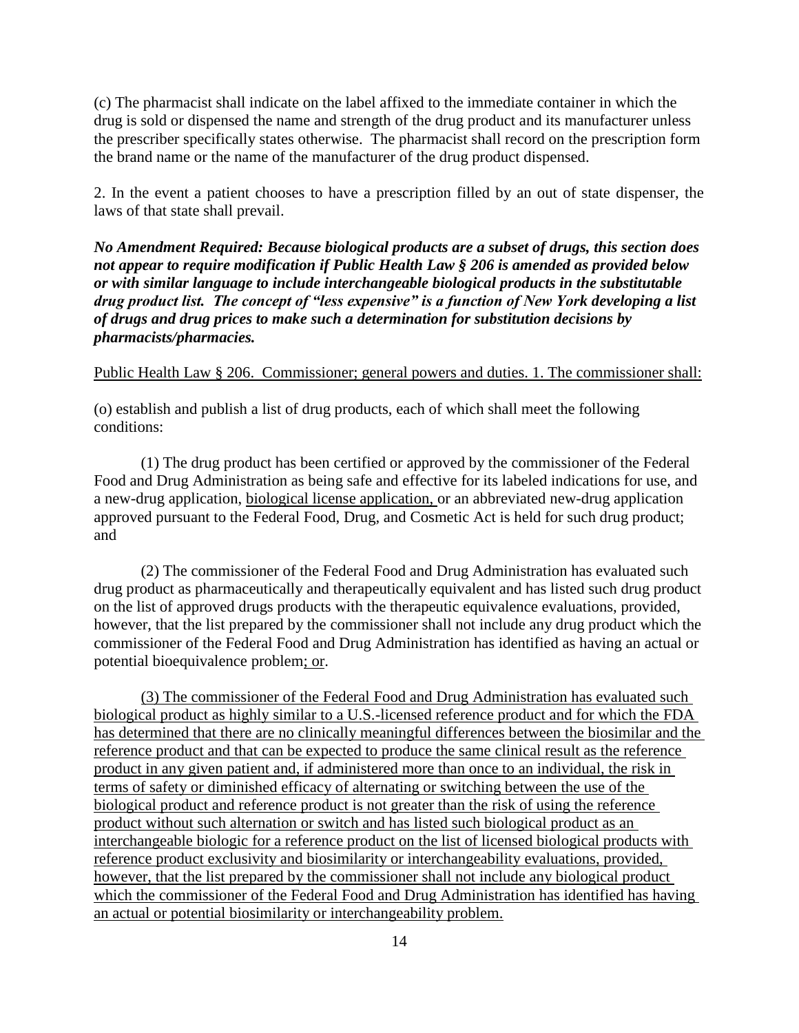(c) The pharmacist shall indicate on the label affixed to the immediate container in which the drug is sold or dispensed the name and strength of the drug product and its manufacturer unless the prescriber specifically states otherwise. The pharmacist shall record on the prescription form the brand name or the name of the manufacturer of the drug product dispensed.

2. In the event a patient chooses to have a prescription filled by an out of state dispenser, the laws of that state shall prevail.

***No Amendment Required: Because biological products are a subset of drugs, this section does not appear to require modification if Public Health Law § 206 is amended as provided below or with similar language to include interchangeable biological products in the substitutable drug product list. The concept of "less expensive" is a function of New York developing a list of drugs and drug prices to make such a determination for substitution decisions by pharmacists/pharmacies.***

<u>Public Health Law § 206. Commissioner; general powers and duties. 1. The commissioner shall:</u>

(o) establish and publish a list of drug products, each of which shall meet the following conditions:

(1) The drug product has been certified or approved by the commissioner of the Federal Food and Drug Administration as being safe and effective for its labeled indications for use, and a new-drug application, <u>biological license application,</u> or an abbreviated new-drug application approved pursuant to the Federal Food, Drug, and Cosmetic Act is held for such drug product; and

(2) The commissioner of the Federal Food and Drug Administration has evaluated such drug product as pharmaceutically and therapeutically equivalent and has listed such drug product on the list of approved drugs products with the therapeutic equivalence evaluations, provided, however, that the list prepared by the commissioner shall not include any drug product which the commissioner of the Federal Food and Drug Administration has identified as having an actual or potential bioequivalence problem<u>; or</u>.

<u>(3) The commissioner of the Federal Food and Drug Administration has evaluated such biological product as highly similar to a U.S.-licensed reference product and for which the FDA has determined that there are no clinically meaningful differences between the biosimilar and the reference product and that can be expected to produce the same clinical result as the reference product in any given patient and, if administered more than once to an individual, the risk in terms of safety or diminished efficacy of alternating or switching between the use of the biological product and reference product is not greater than the risk of using the reference product without such alternation or switch and has listed such biological product as an interchangeable biologic for a reference product on the list of licensed biological products with reference product exclusivity and biosimilarity or interchangeability evaluations, provided, however, that the list prepared by the commissioner shall not include any biological product which the commissioner of the Federal Food and Drug Administration has identified has having an actual or potential biosimilarity or interchangeability problem.</u>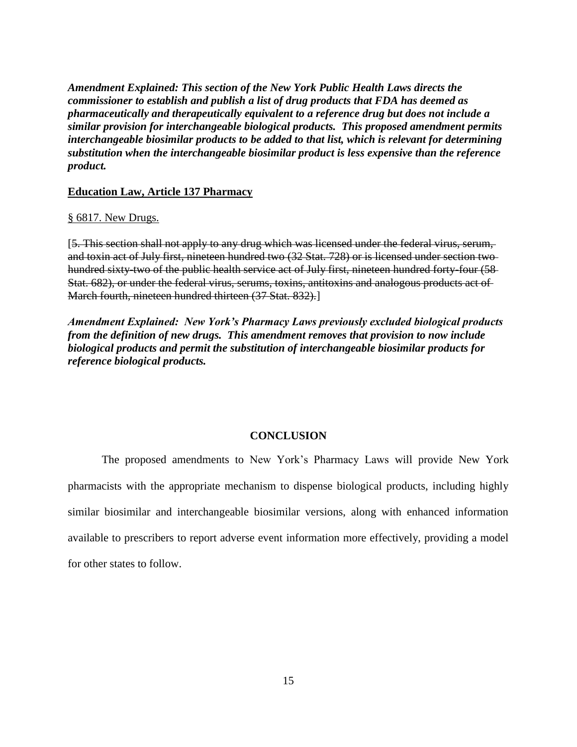***Amendment Explained: This section of the New York Public Health Laws directs the commissioner to establish and publish a list of drug products that FDA has deemed as pharmaceutically and therapeutically equivalent to a reference drug but does not include a similar provision for interchangeable biological products. This proposed amendment permits interchangeable biosimilar products to be added to that list, which is relevant for determining substitution when the interchangeable biosimilar product is less expensive than the reference product.***

**<u>Education Law, Article 137 Pharmacy</u>**

<u>§ 6817. New Drugs.</u>

[~~5. This section shall not apply to any drug which was licensed under the federal virus, serum, and toxin act of July first, nineteen hundred two (32 Stat. 728) or is licensed under section two hundred sixty-two of the public health service act of July first, nineteen hundred forty-four (58 Stat. 682), or under the federal virus, serums, toxins, antitoxins and analogous products act of March fourth, nineteen hundred thirteen (37 Stat. 832).~~]

***Amendment Explained: New York's Pharmacy Laws previously excluded biological products from the definition of new drugs. This amendment removes that provision to now include biological products and permit the substitution of interchangeable biosimilar products for reference biological products.***

## CONCLUSION

The proposed amendments to New York's Pharmacy Laws will provide New York pharmacists with the appropriate mechanism to dispense biological products, including highly similar biosimilar and interchangeable biosimilar versions, along with enhanced information available to prescribers to report adverse event information more effectively, providing a model for other states to follow.